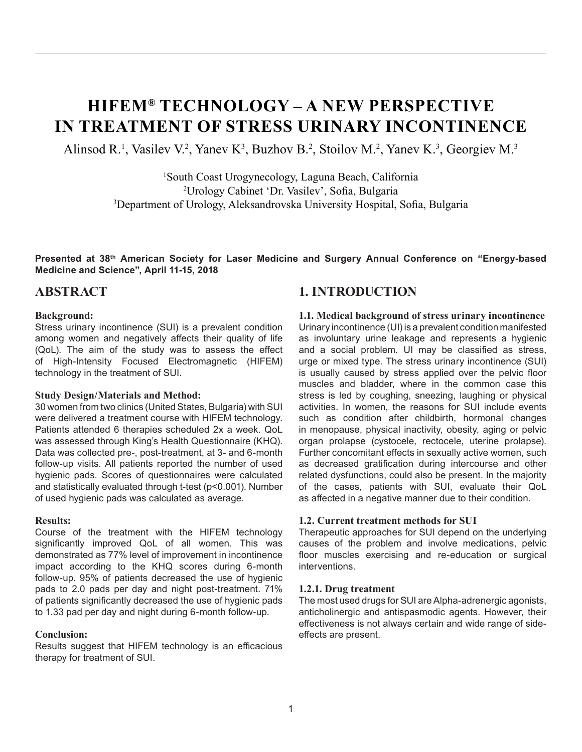# HIFEM® TECHNOLOGY – A NEW PERSPECTIVE IN TREATMENT OF STRESS URINARY INCONTINENCE

Alinsod R.[1], Vasilev V.[2], Yanev K[3], Buzhov B.[2], Stoilov M.[2], Yanev K.[3], Georgiev M.[3]

[1]South Coast Urogynecology, Laguna Beach, California
[2]Urology Cabinet 'Dr. Vasilev', Sofia, Bulgaria
[3]Department of Urology, Aleksandrovska University Hospital, Sofia, Bulgaria

**Presented at 38th American Society for Laser Medicine and Surgery Annual Conference on "Energy-based Medicine and Science", April 11-15, 2018**

## ABSTRACT

### Background:

Stress urinary incontinence (SUI) is a prevalent condition among women and negatively affects their quality of life (QoL). The aim of the study was to assess the effect of High-Intensity Focused Electromagnetic (HIFEM) technology in the treatment of SUI.

### Study Design/Materials and Method:

30 women from two clinics (United States, Bulgaria) with SUI were delivered a treatment course with HIFEM technology. Patients attended 6 therapies scheduled 2x a week. QoL was assessed through King's Health Questionnaire (KHQ). Data was collected pre-, post-treatment, at 3- and 6-month follow-up visits. All patients reported the number of used hygienic pads. Scores of questionnaires were calculated and statistically evaluated through t-test ($p<0.001$). Number of used hygienic pads was calculated as average.

### Results:

Course of the treatment with the HIFEM technology significantly improved QoL of all women. This was demonstrated as 77% level of improvement in incontinence impact according to the KHQ scores during 6-month follow-up. 95% of patients decreased the use of hygienic pads to 2.0 pads per day and night post-treatment. 71% of patients significantly decreased the use of hygienic pads to 1.33 pad per day and night during 6-month follow-up.

### Conclusion:

Results suggest that HIFEM technology is an efficacious therapy for treatment of SUI.

## 1. INTRODUCTION

### 1.1. Medical background of stress urinary incontinence

Urinary incontinence (UI) is a prevalent condition manifested as involuntary urine leakage and represents a hygienic and a social problem. UI may be classified as stress, urge or mixed type. The stress urinary incontinence (SUI) is usually caused by stress applied over the pelvic floor muscles and bladder, where in the common case this stress is led by coughing, sneezing, laughing or physical activities. In women, the reasons for SUI include events such as condition after childbirth, hormonal changes in menopause, physical inactivity, obesity, aging or pelvic organ prolapse (cystocele, rectocele, uterine prolapse). Further concomitant effects in sexually active women, such as decreased gratification during intercourse and other related dysfunctions, could also be present. In the majority of the cases, patients with SUI, evaluate their QoL as affected in a negative manner due to their condition.

### 1.2. Current treatment methods for SUI

Therapeutic approaches for SUI depend on the underlying causes of the problem and involve medications, pelvic floor muscles exercising and re-education or surgical interventions.

#### 1.2.1. Drug treatment

The most used drugs for SUI are Alpha-adrenergic agonists, anticholinergic and antispasmodic agents. However, their effectiveness is not always certain and wide range of side-effects are present.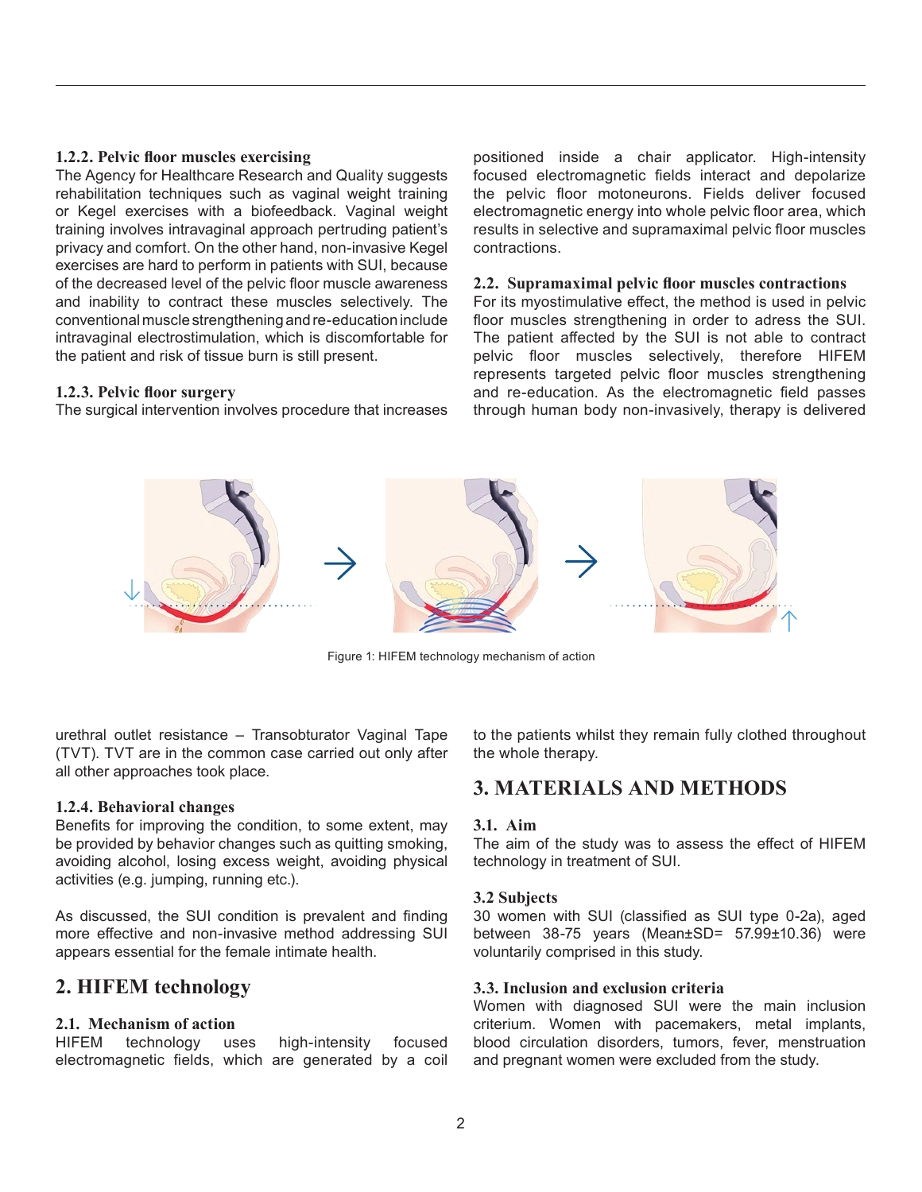#### 1.2.2. Pelvic floor muscles exercising

The Agency for Healthcare Research and Quality suggests rehabilitation techniques such as vaginal weight training or Kegel exercises with a biofeedback. Vaginal weight training involves intravaginal approach pertruding patient's privacy and comfort. On the other hand, non-invasive Kegel exercises are hard to perform in patients with SUI, because of the decreased level of the pelvic floor muscle awareness and inability to contract these muscles selectively. The conventional muscle strengthening and re-education include intravaginal electrostimulation, which is discomfortable for the patient and risk of tissue burn is still present.

#### 1.2.3. Pelvic floor surgery

The surgical intervention involves procedure that increases urethral outlet resistance – Transobturator Vaginal Tape (TVT). TVT are in the common case carried out only after all other approaches took place.

#### 1.2.4. Behavioral changes

Benefits for improving the condition, to some extent, may be provided by behavior changes such as quitting smoking, avoiding alcohol, losing excess weight, avoiding physical activities (e.g. jumping, running etc.).

As discussed, the SUI condition is prevalent and finding more effective and non-invasive method addressing SUI appears essential for the female intimate health.

## 2. HIFEM technology

### 2.1. Mechanism of action

HIFEM technology uses high-intensity focused electromagnetic fields, which are generated by a coil positioned inside a chair applicator. High-intensity focused electromagnetic fields interact and depolarize the pelvic floor motoneurons. Fields deliver focused electromagnetic energy into whole pelvic floor area, which results in selective and supramaximal pelvic floor muscles contractions.

### 2.2. Supramaximal pelvic floor muscles contractions

For its myostimulative effect, the method is used in pelvic floor muscles strengthening in order to adress the SUI. The patient affected by the SUI is not able to contract pelvic floor muscles selectively, therefore HIFEM represents targeted pelvic floor muscles strengthening and re-education. As the electromagnetic field passes through human body non-invasively, therapy is delivered to the patients whilst they remain fully clothed throughout the whole therapy.

Figure 1: HIFEM technology mechanism of action

## 3. MATERIALS AND METHODS

### 3.1. Aim

The aim of the study was to assess the effect of HIFEM technology in treatment of SUI.

### 3.2 Subjects

30 women with SUI (classified as SUI type 0-2a), aged between 38-75 years (Mean±SD= 57.99±10.36) were voluntarily comprised in this study.

### 3.3. Inclusion and exclusion criteria

Women with diagnosed SUI were the main inclusion criterium. Women with pacemakers, metal implants, blood circulation disorders, tumors, fever, menstruation and pregnant women were excluded from the study.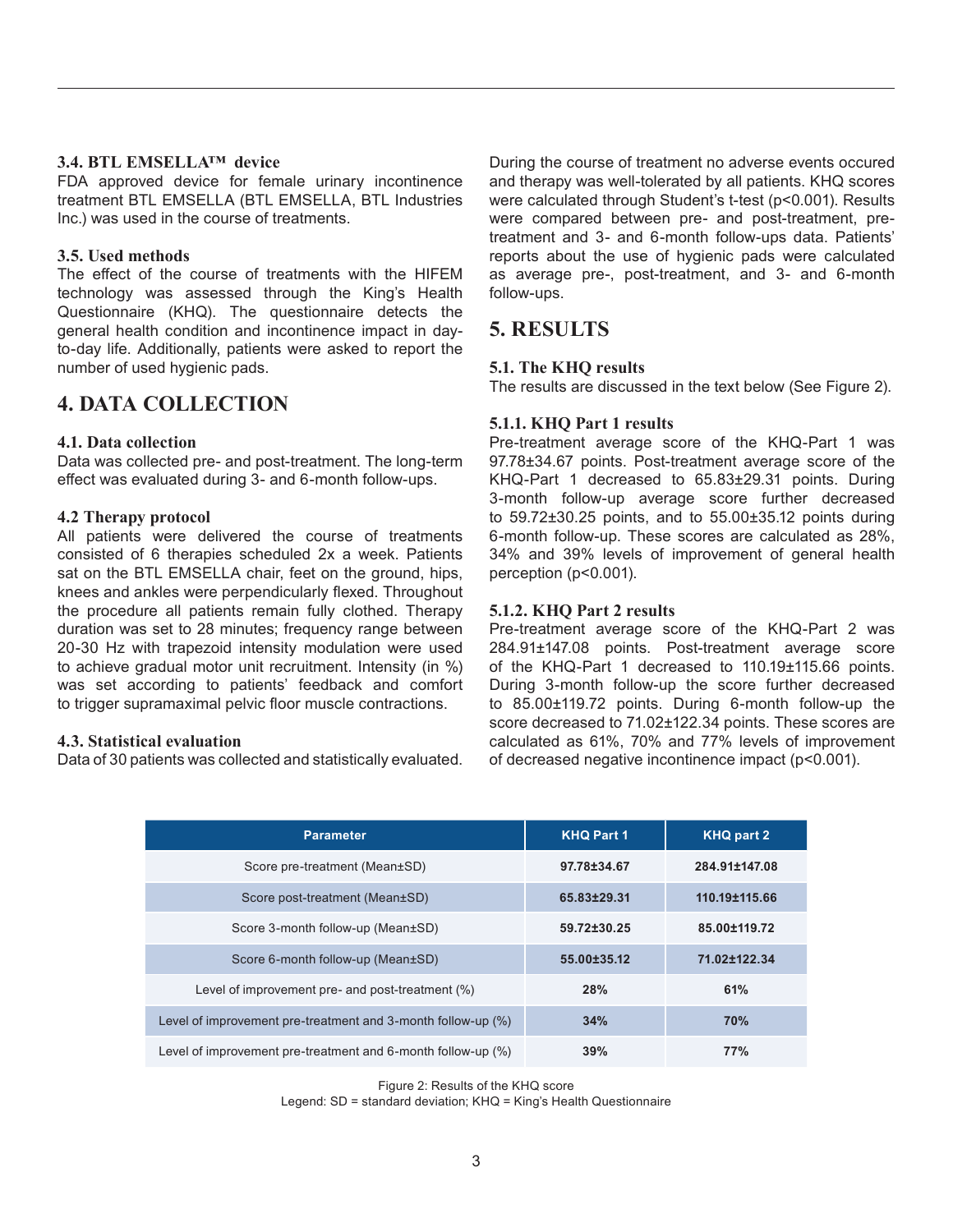### 3.4. BTL EMSELLA™ device

FDA approved device for female urinary incontinence treatment BTL EMSELLA (BTL EMSELLA, BTL Industries Inc.) was used in the course of treatments.

### 3.5. Used methods

The effect of the course of treatments with the HIFEM technology was assessed through the King's Health Questionnaire (KHQ). The questionnaire detects the general health condition and incontinence impact in day-to-day life. Additionally, patients were asked to report the number of used hygienic pads.

## 4. DATA COLLECTION

### 4.1. Data collection

Data was collected pre- and post-treatment. The long-term effect was evaluated during 3- and 6-month follow-ups.

### 4.2 Therapy protocol

All patients were delivered the course of treatments consisted of 6 therapies scheduled 2x a week. Patients sat on the BTL EMSELLA chair, feet on the ground, hips, knees and ankles were perpendicularly flexed. Throughout the procedure all patients remain fully clothed. Therapy duration was set to 28 minutes; frequency range between 20-30 Hz with trapezoid intensity modulation were used to achieve gradual motor unit recruitment. Intensity (in %) was set according to patients' feedback and comfort to trigger supramaximal pelvic floor muscle contractions.

### 4.3. Statistical evaluation

Data of 30 patients was collected and statistically evaluated.

During the course of treatment no adverse events occured and therapy was well-tolerated by all patients. KHQ scores were calculated through Student's t-test ($p<0.001$). Results were compared between pre- and post-treatment, pre-treatment and 3- and 6-month follow-ups data. Patients' reports about the use of hygienic pads were calculated as average pre-, post-treatment, and 3- and 6-month follow-ups.

## 5. RESULTS

### 5.1. The KHQ results

The results are discussed in the text below (See Figure 2).

#### 5.1.1. KHQ Part 1 results

Pre-treatment average score of the KHQ-Part 1 was 97.78±34.67 points. Post-treatment average score of the KHQ-Part 1 decreased to 65.83±29.31 points. During 3-month follow-up average score further decreased to 59.72±30.25 points, and to 55.00±35.12 points during 6-month follow-up. These scores are calculated as 28%, 34% and 39% levels of improvement of general health perception ($p<0.001$).

#### 5.1.2. KHQ Part 2 results

Pre-treatment average score of the KHQ-Part 2 was 284.91±147.08 points. Post-treatment average score of the KHQ-Part 1 decreased to 110.19±115.66 points. During 3-month follow-up the score further decreased to 85.00±119.72 points. During 6-month follow-up the score decreased to 71.02±122.34 points. These scores are calculated as 61%, 70% and 77% levels of improvement of decreased negative incontinence impact ($p<0.001$).

| Parameter | KHQ Part 1 | KHQ part 2 |
|---|---|---|
| Score pre-treatment (Mean±SD) | **97.78±34.67** | **284.91±147.08** |
| Score post-treatment (Mean±SD) | **65.83±29.31** | **110.19±115.66** |
| Score 3-month follow-up (Mean±SD) | **59.72±30.25** | **85.00±119.72** |
| Score 6-month follow-up (Mean±SD) | **55.00±35.12** | **71.02±122.34** |
| Level of improvement pre- and post-treatment (%) | **28%** | **61%** |
| Level of improvement pre-treatment and 3-month follow-up (%) | **34%** | **70%** |
| Level of improvement pre-treatment and 6-month follow-up (%) | **39%** | **77%** |

Figure 2: Results of the KHQ score
Legend: SD = standard deviation; KHQ = King's Health Questionnaire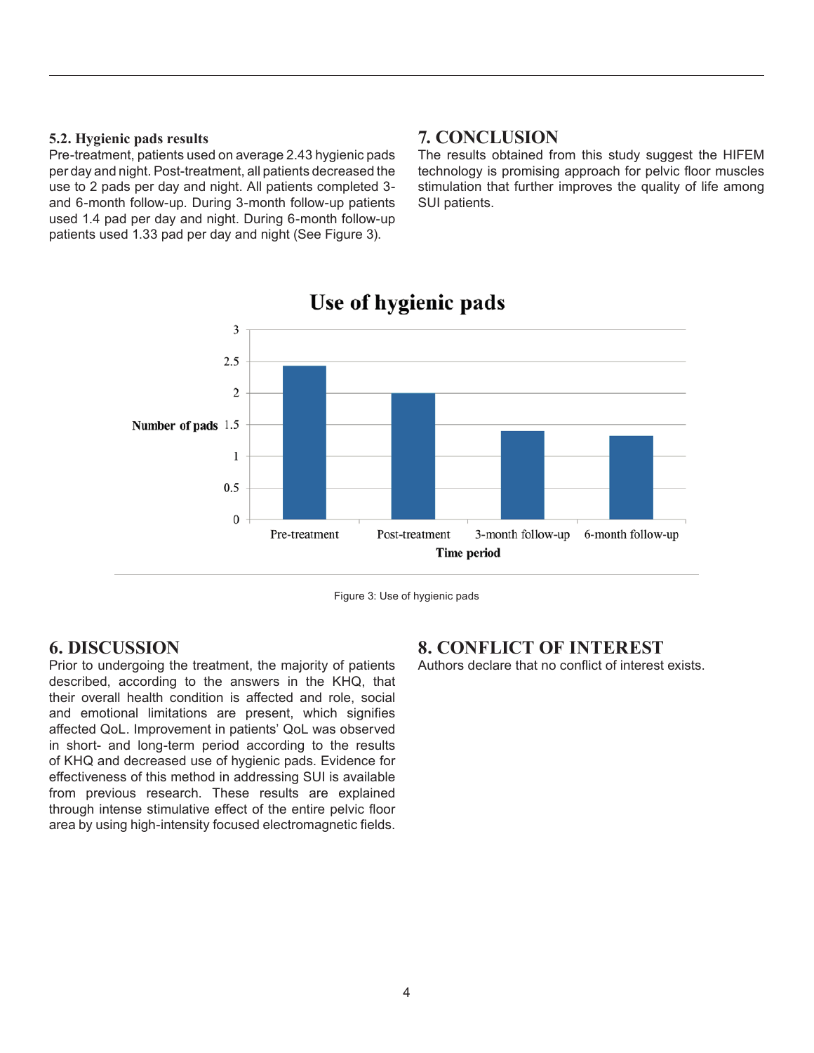### 5.2. Hygienic pads results

Pre-treatment, patients used on average 2.43 hygienic pads per day and night. Post-treatment, all patients decreased the use to 2 pads per day and night. All patients completed 3- and 6-month follow-up. During 3-month follow-up patients used 1.4 pad per day and night. During 6-month follow-up patients used 1.33 pad per day and night (See Figure 3).

Figure 3: Use of hygienic pads

## 6. DISCUSSION

Prior to undergoing the treatment, the majority of patients described, according to the answers in the KHQ, that their overall health condition is affected and role, social and emotional limitations are present, which signifies affected QoL. Improvement in patients' QoL was observed in short- and long-term period according to the results of KHQ and decreased use of hygienic pads. Evidence for effectiveness of this method in addressing SUI is available from previous research. These results are explained through intense stimulative effect of the entire pelvic floor area by using high-intensity focused electromagnetic fields.

## 7. CONCLUSION

The results obtained from this study suggest the HIFEM technology is promising approach for pelvic floor muscles stimulation that further improves the quality of life among SUI patients.

## 8. CONFLICT OF INTEREST

Authors declare that no conflict of interest exists.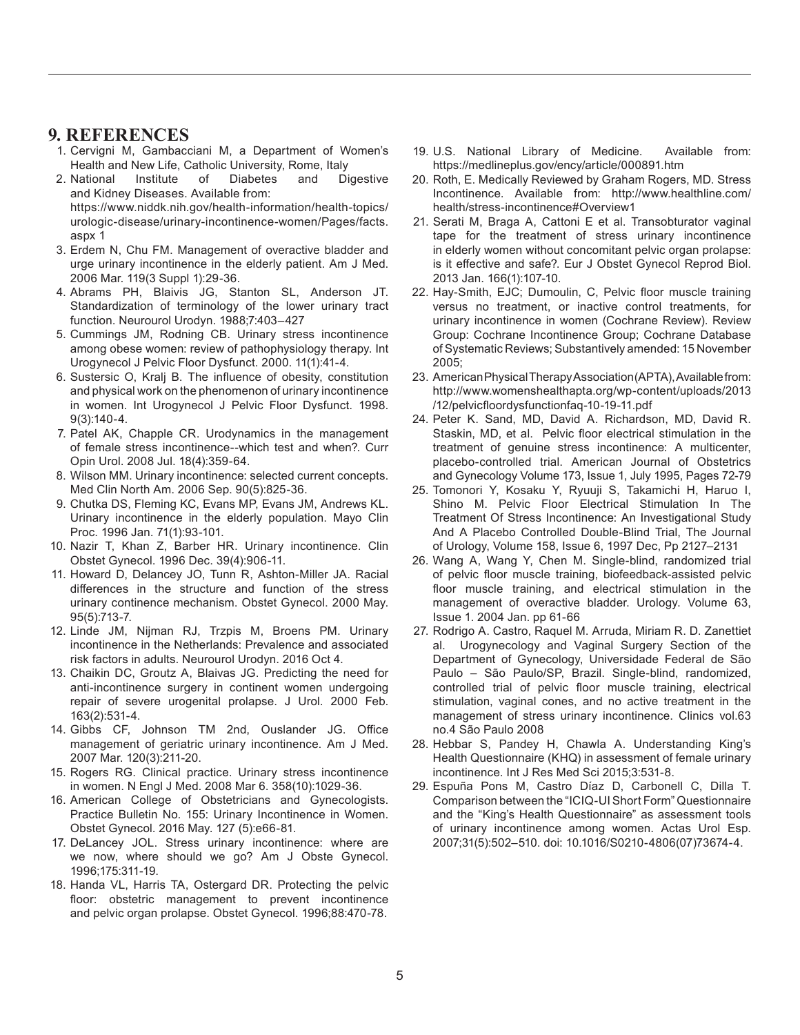## 9. REFERENCES

1. Cervigni M, Gambacciani M, a Department of Women's Health and New Life, Catholic University, Rome, Italy
2. National Institute of Diabetes and Digestive and Kidney Diseases. Available from: https://www.niddk.nih.gov/health-information/health-topics/urologic-disease/urinary-incontinence-women/Pages/facts.aspx 1
3. Erdem N, Chu FM. Management of overactive bladder and urge urinary incontinence in the elderly patient. Am J Med. 2006 Mar. 119(3 Suppl 1):29-36.
4. Abrams PH, Blaivis JG, Stanton SL, Anderson JT. Standardization of terminology of the lower urinary tract function. Neurourol Urodyn. 1988;7:403–427
5. Cummings JM, Rodning CB. Urinary stress incontinence among obese women: review of pathophysiology therapy. Int Urogynecol J Pelvic Floor Dysfunct. 2000. 11(1):41-4.
6. Sustersic O, Kralj B. The influence of obesity, constitution and physical work on the phenomenon of urinary incontinence in women. Int Urogynecol J Pelvic Floor Dysfunct. 1998. 9(3):140-4.
7. Patel AK, Chapple CR. Urodynamics in the management of female stress incontinence--which test and when?. Curr Opin Urol. 2008 Jul. 18(4):359-64.
8. Wilson MM. Urinary incontinence: selected current concepts. Med Clin North Am. 2006 Sep. 90(5):825-36.
9. Chutka DS, Fleming KC, Evans MP, Evans JM, Andrews KL. Urinary incontinence in the elderly population. Mayo Clin Proc. 1996 Jan. 71(1):93-101.
10. Nazir T, Khan Z, Barber HR. Urinary incontinence. Clin Obstet Gynecol. 1996 Dec. 39(4):906-11.
11. Howard D, Delancey JO, Tunn R, Ashton-Miller JA. Racial differences in the structure and function of the stress urinary continence mechanism. Obstet Gynecol. 2000 May. 95(5):713-7.
12. Linde JM, Nijman RJ, Trzpis M, Broens PM. Urinary incontinence in the Netherlands: Prevalence and associated risk factors in adults. Neurourol Urodyn. 2016 Oct 4.
13. Chaikin DC, Groutz A, Blaivas JG. Predicting the need for anti-incontinence surgery in continent women undergoing repair of severe urogenital prolapse. J Urol. 2000 Feb. 163(2):531-4.
14. Gibbs CF, Johnson TM 2nd, Ouslander JG. Office management of geriatric urinary incontinence. Am J Med. 2007 Mar. 120(3):211-20.
15. Rogers RG. Clinical practice. Urinary stress incontinence in women. N Engl J Med. 2008 Mar 6. 358(10):1029-36.
16. American College of Obstetricians and Gynecologists. Practice Bulletin No. 155: Urinary Incontinence in Women. Obstet Gynecol. 2016 May. 127 (5):e66-81.
17. DeLancey JOL. Stress urinary incontinence: where are we now, where should we go? Am J Obste Gynecol. 1996;175:311-19.
18. Handa VL, Harris TA, Ostergard DR. Protecting the pelvic floor: obstetric management to prevent incontinence and pelvic organ prolapse. Obstet Gynecol. 1996;88:470-78.
19. U.S. National Library of Medicine. Available from: https://medlineplus.gov/ency/article/000891.htm
20. Roth, E. Medically Reviewed by Graham Rogers, MD. Stress Incontinence. Available from: http://www.healthline.com/health/stress-incontinence#Overview1
21. Serati M, Braga A, Cattoni E et al. Transobturator vaginal tape for the treatment of stress urinary incontinence in elderly women without concomitant pelvic organ prolapse: is it effective and safe?. Eur J Obstet Gynecol Reprod Biol. 2013 Jan. 166(1):107-10.
22. Hay-Smith, EJC; Dumoulin, C, Pelvic floor muscle training versus no treatment, or inactive control treatments, for urinary incontinence in women (Cochrane Review). Review Group: Cochrane Incontinence Group; Cochrane Database of Systematic Reviews; Substantively amended: 15 November 2005;
23. American Physical Therapy Association (APTA), Available from: http://www.womenshealthapta.org/wp-content/uploads/2013/12/pelvicfloordysfunctionfaq-10-19-11.pdf
24. Peter K. Sand, MD, David A. Richardson, MD, David R. Staskin, MD, et al. Pelvic floor electrical stimulation in the treatment of genuine stress incontinence: A multicenter, placebo-controlled trial. American Journal of Obstetrics and Gynecology Volume 173, Issue 1, July 1995, Pages 72-79
25. Tomonori Y, Kosaku Y, Ryuuji S, Takamichi H, Haruo I, Shino M. Pelvic Floor Electrical Stimulation In The Treatment Of Stress Incontinence: An Investigational Study And A Placebo Controlled Double-Blind Trial, The Journal of Urology, Volume 158, Issue 6, 1997 Dec, Pp 2127–2131
26. Wang A, Wang Y, Chen M. Single-blind, randomized trial of pelvic floor muscle training, biofeedback-assisted pelvic floor muscle training, and electrical stimulation in the management of overactive bladder. Urology. Volume 63, Issue 1. 2004 Jan. pp 61-66
27. Rodrigo A. Castro, Raquel M. Arruda, Miriam R. D. Zanettiet al. Urogynecology and Vaginal Surgery Section of the Department of Gynecology, Universidade Federal de São Paulo – São Paulo/SP, Brazil. Single-blind, randomized, controlled trial of pelvic floor muscle training, electrical stimulation, vaginal cones, and no active treatment in the management of stress urinary incontinence. Clinics vol.63 no.4 São Paulo 2008
28. Hebbar S, Pandey H, Chawla A. Understanding King's Health Questionnaire (KHQ) in assessment of female urinary incontinence. Int J Res Med Sci 2015;3:531-8.
29. Espuña Pons M, Castro Díaz D, Carbonell C, Dilla T. Comparison between the "ICIQ-UI Short Form" Questionnaire and the "King's Health Questionnaire" as assessment tools of urinary incontinence among women. Actas Urol Esp. 2007;31(5):502–510. doi: 10.1016/S0210-4806(07)73674-4.